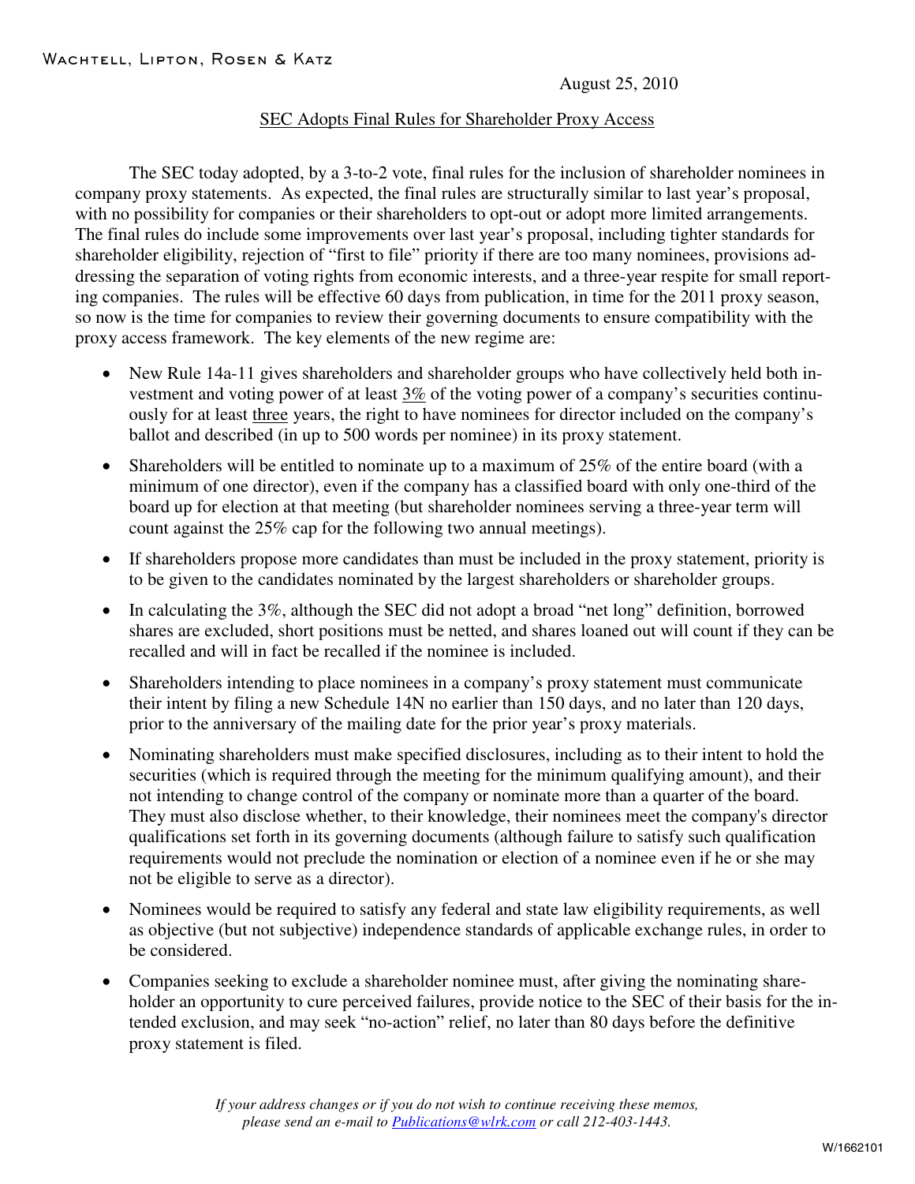WACHTELL, LIPTON, ROSEN & KATZ

August 25, 2010

## SEC Adopts Final Rules for Shareholder Proxy Access

The SEC today adopted, by a 3-to-2 vote, final rules for the inclusion of shareholder nominees in company proxy statements. As expected, the final rules are structurally similar to last year's proposal, with no possibility for companies or their shareholders to opt-out or adopt more limited arrangements. The final rules do include some improvements over last year's proposal, including tighter standards for shareholder eligibility, rejection of "first to file" priority if there are too many nominees, provisions addressing the separation of voting rights from economic interests, and a three-year respite for small reporting companies. The rules will be effective 60 days from publication, in time for the 2011 proxy season, so now is the time for companies to review their governing documents to ensure compatibility with the proxy access framework. The key elements of the new regime are:

- New Rule 14a-11 gives shareholders and shareholder groups who have collectively held both investment and voting power of at least 3% of the voting power of a company's securities continuously for at least three years, the right to have nominees for director included on the company's ballot and described (in up to 500 words per nominee) in its proxy statement.
- Shareholders will be entitled to nominate up to a maximum of 25% of the entire board (with a minimum of one director), even if the company has a classified board with only one-third of the board up for election at that meeting (but shareholder nominees serving a three-year term will count against the 25% cap for the following two annual meetings).
- If shareholders propose more candidates than must be included in the proxy statement, priority is to be given to the candidates nominated by the largest shareholders or shareholder groups.
- In calculating the 3%, although the SEC did not adopt a broad "net long" definition, borrowed shares are excluded, short positions must be netted, and shares loaned out will count if they can be recalled and will in fact be recalled if the nominee is included.
- Shareholders intending to place nominees in a company's proxy statement must communicate their intent by filing a new Schedule 14N no earlier than 150 days, and no later than 120 days, prior to the anniversary of the mailing date for the prior year's proxy materials.
- Nominating shareholders must make specified disclosures, including as to their intent to hold the securities (which is required through the meeting for the minimum qualifying amount), and their not intending to change control of the company or nominate more than a quarter of the board. They must also disclose whether, to their knowledge, their nominees meet the company's director qualifications set forth in its governing documents (although failure to satisfy such qualification requirements would not preclude the nomination or election of a nominee even if he or she may not be eligible to serve as a director).
- Nominees would be required to satisfy any federal and state law eligibility requirements, as well as objective (but not subjective) independence standards of applicable exchange rules, in order to be considered.
- Companies seeking to exclude a shareholder nominee must, after giving the nominating shareholder an opportunity to cure perceived failures, provide notice to the SEC of their basis for the intended exclusion, and may seek "no-action" relief, no later than 80 days before the definitive proxy statement is filed.

*If your address changes or if you do not wish to continue receiving these memos, please send an e-mail to Publications@wlrk.com or call 212-403-1443.*

W/1662101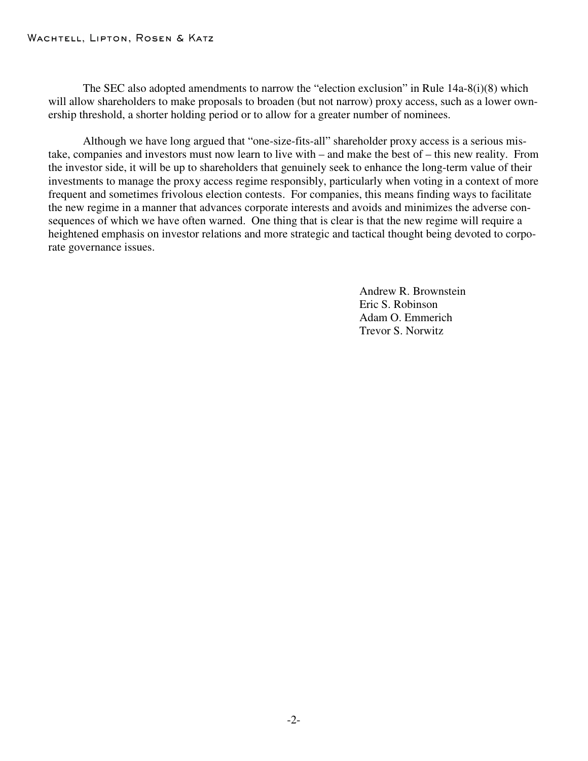The SEC also adopted amendments to narrow the "election exclusion" in Rule 14a-8(i)(8) which will allow shareholders to make proposals to broaden (but not narrow) proxy access, such as a lower ownership threshold, a shorter holding period or to allow for a greater number of nominees.

Although we have long argued that "one-size-fits-all" shareholder proxy access is a serious mistake, companies and investors must now learn to live with – and make the best of – this new reality. From the investor side, it will be up to shareholders that genuinely seek to enhance the long-term value of their investments to manage the proxy access regime responsibly, particularly when voting in a context of more frequent and sometimes frivolous election contests. For companies, this means finding ways to facilitate the new regime in a manner that advances corporate interests and avoids and minimizes the adverse consequences of which we have often warned. One thing that is clear is that the new regime will require a heightened emphasis on investor relations and more strategic and tactical thought being devoted to corporate governance issues.

Andrew R. Brownstein
Eric S. Robinson
Adam O. Emmerich
Trevor S. Norwitz